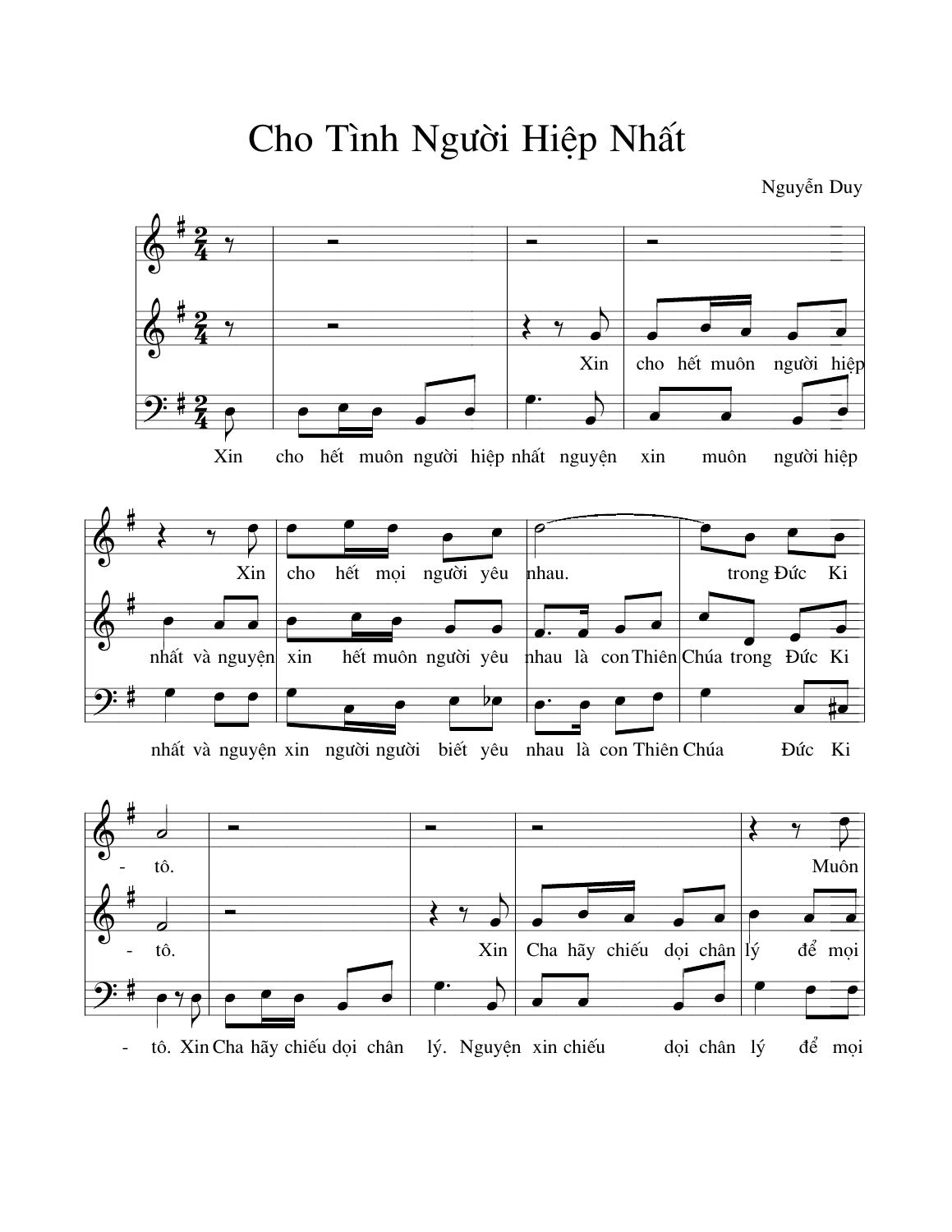# Cho Tình Người Hiệp Nhất

Nguyễn Duy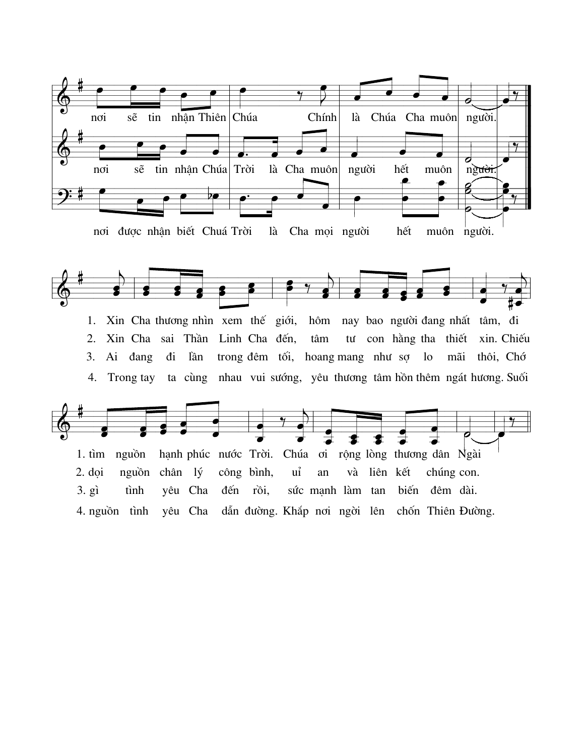nơi sẽ tin nhận Thiên Chúa Chính là Chúa Cha muôn người.

nơi sẽ tin nhận Chúa Trời là Cha muôn người hết muôn người.

nơi được nhận biết Chuá Trời là Cha mọi người hết muôn người.

1. Xin Cha thương nhìn xem thế giới, hôm nay bao người đang nhất tâm, đi

2. Xin Cha sai Thần Linh Cha đến, tâm tư con hằng tha thiết xin. Chiếu

3. Ai đang đi lần trong đêm tối, hoang mang như sợ lo mãi thôi, Chớ

4. Trong tay ta cùng nhau vui sướng, yêu thương tâm hồn thêm ngát hương. Suối

1. tìm nguồn hạnh phúc nước Trời. Chúa ơi rộng lòng thương dân Ngài

2. dọi nguồn chân lý công bình, uỉ an và liên kết chúng con.

3. gì tình yêu Cha đến rồi, sức mạnh làm tan biến đêm dài.

4. nguồn tình yêu Cha dẫn đường. Khắp nơi ngời lên chốn Thiên Đường.